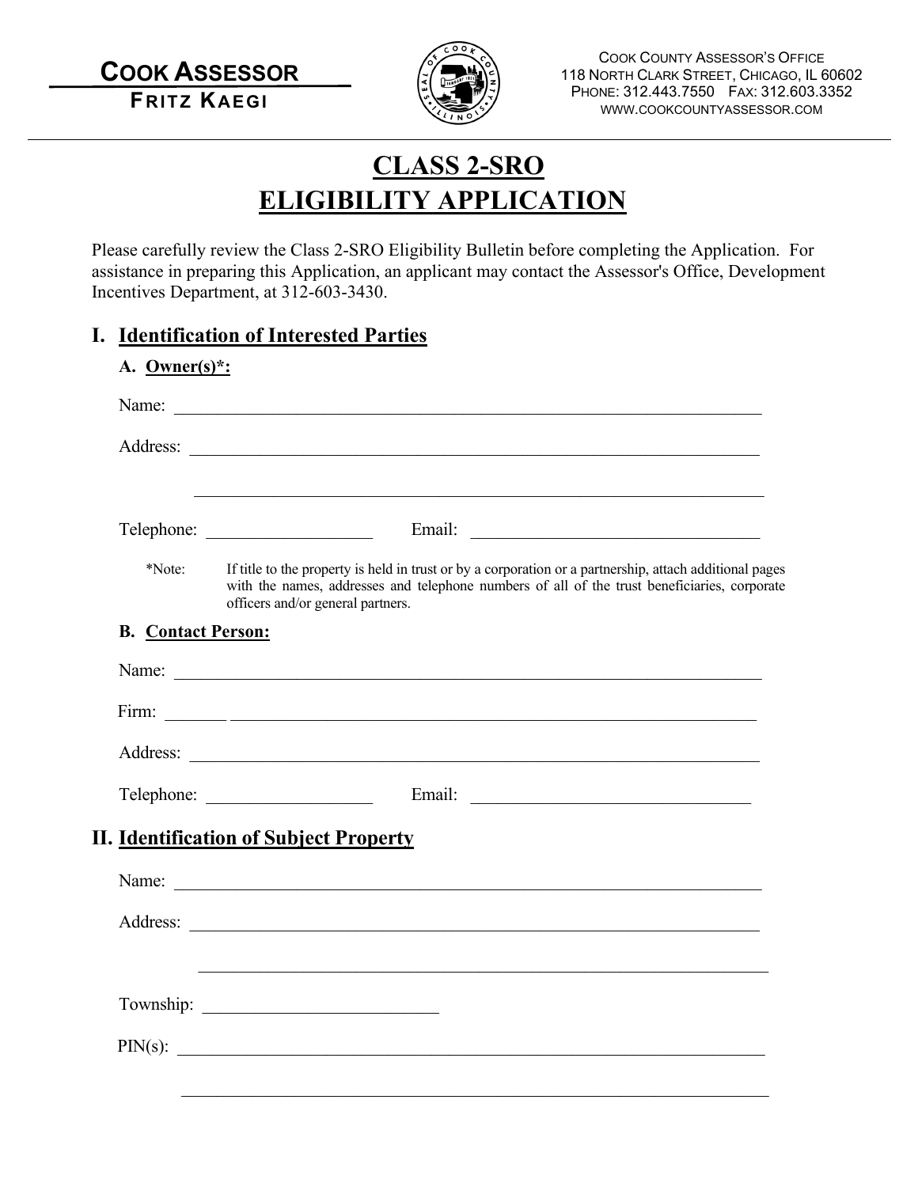**COOK ASSESSOR**
**FRITZ KAEGI**

COOK COUNTY ASSESSOR'S OFFICE
118 NORTH CLARK STREET, CHICAGO, IL 60602
PHONE: 312.443.7550 FAX: 312.603.3352
WWW.COOKCOUNTYASSESSOR.COM

# CLASS 2-SRO
# ELIGIBILITY APPLICATION

Please carefully review the Class 2-SRO Eligibility Bulletin before completing the Application. For assistance in preparing this Application, an applicant may contact the Assessor's Office, Development Incentives Department, at 312-603-3430.

## I. Identification of Interested Parties

### A. Owner(s)*:

Name: ______________________________________________________________________

Address: ____________________________________________________________________

____________________________________________________________________

Telephone: ___________________ Email: _________________________________

*Note: If title to the property is held in trust or by a corporation or a partnership, attach additional pages with the names, addresses and telephone numbers of all of the trust beneficiaries, corporate officers and/or general partners.

### B. Contact Person:

Name: ______________________________________________________________________

Firm: ______________________________________________________________________

Address: ____________________________________________________________________

Telephone: ___________________ Email: _________________________________

## II. Identification of Subject Property

Name: ______________________________________________________________________

Address: ____________________________________________________________________

____________________________________________________________________

Township: __________________________

PIN(s): ______________________________________________________________________

____________________________________________________________________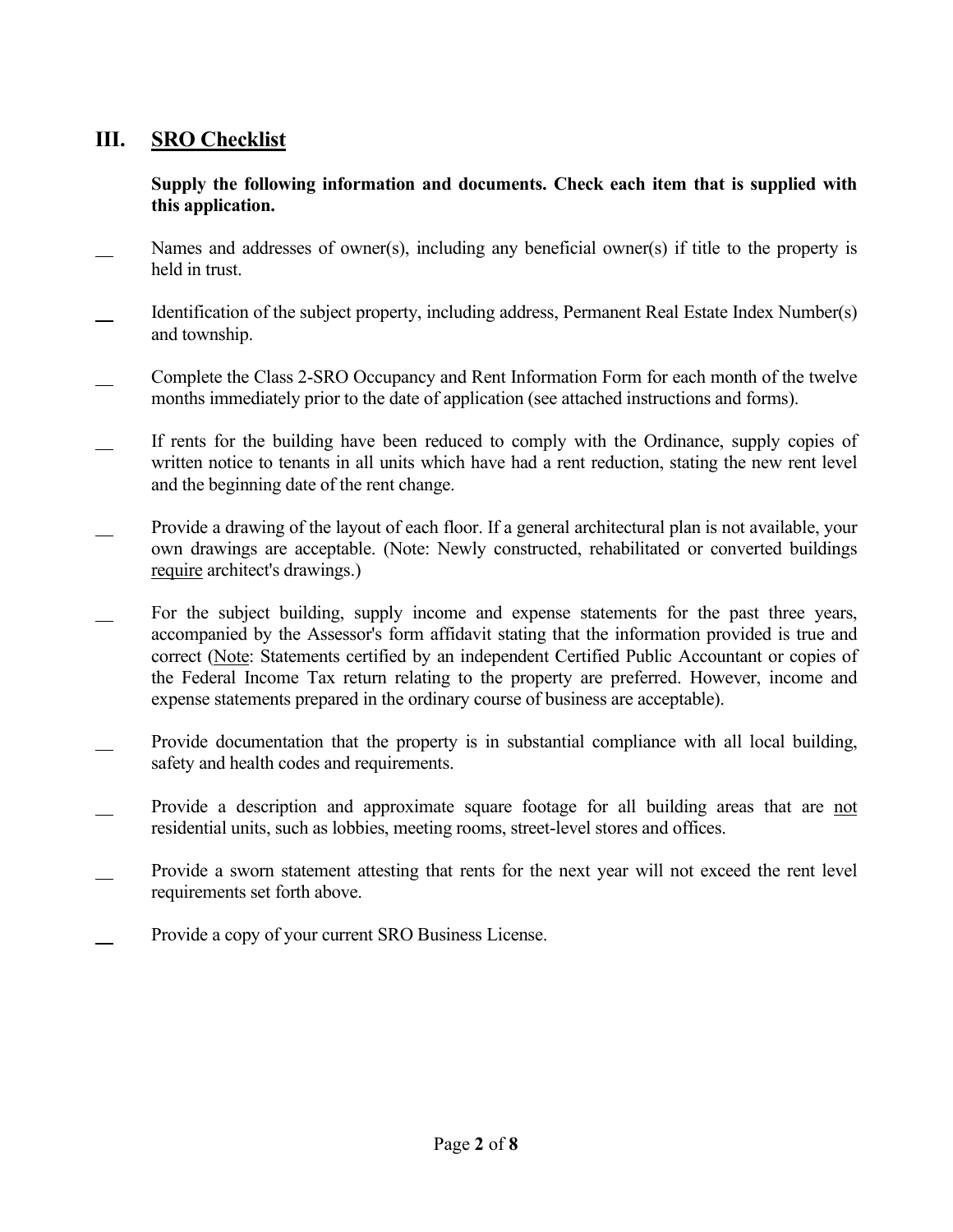## III. <u>SRO Checklist</u>

**Supply the following information and documents. Check each item that is supplied with this application.**

- [ ] Names and addresses of owner(s), including any beneficial owner(s) if title to the property is held in trust.
- [ ] Identification of the subject property, including address, Permanent Real Estate Index Number(s) and township.
- [ ] Complete the Class 2-SRO Occupancy and Rent Information Form for each month of the twelve months immediately prior to the date of application (see attached instructions and forms).
- [ ] If rents for the building have been reduced to comply with the Ordinance, supply copies of written notice to tenants in all units which have had a rent reduction, stating the new rent level and the beginning date of the rent change.
- [ ] Provide a drawing of the layout of each floor. If a general architectural plan is not available, your own drawings are acceptable. (Note: Newly constructed, rehabilitated or converted buildings <u>require</u> architect's drawings.)
- [ ] For the subject building, supply income and expense statements for the past three years, accompanied by the Assessor's form affidavit stating that the information provided is true and correct (<u>Note</u>: Statements certified by an independent Certified Public Accountant or copies of the Federal Income Tax return relating to the property are preferred. However, income and expense statements prepared in the ordinary course of business are acceptable).
- [ ] Provide documentation that the property is in substantial compliance with all local building, safety and health codes and requirements.
- [ ] Provide a description and approximate square footage for all building areas that are <u>not</u> residential units, such as lobbies, meeting rooms, street-level stores and offices.
- [ ] Provide a sworn statement attesting that rents for the next year will not exceed the rent level requirements set forth above.
- [ ] Provide a copy of your current SRO Business License.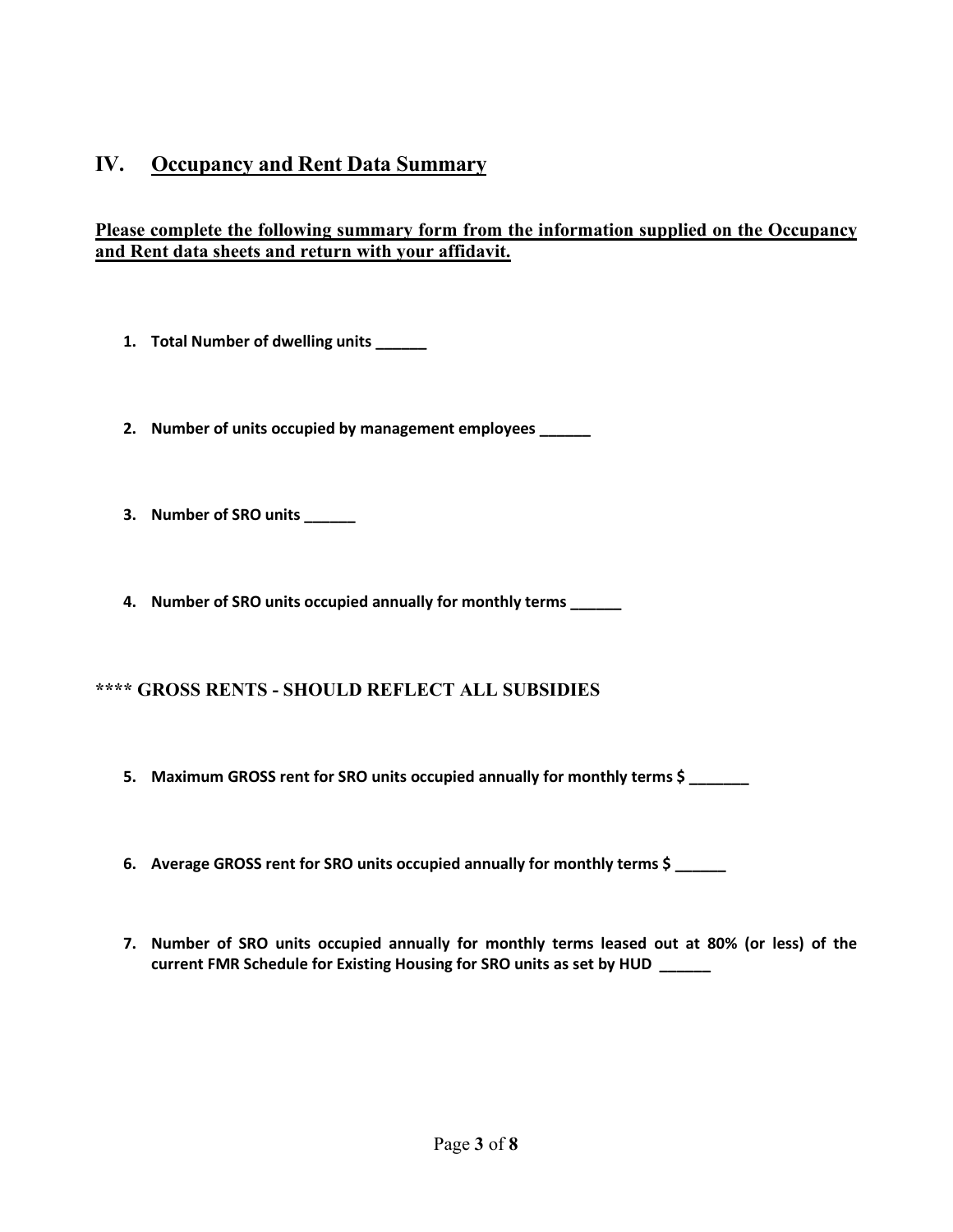## IV. Occupancy and Rent Data Summary

**Please complete the following summary form from the information supplied on the Occupancy and Rent data sheets and return with your affidavit.**

1. **Total Number of dwelling units ______**

2. **Number of units occupied by management employees ______**

3. **Number of SRO units ______**

4. **Number of SRO units occupied annually for monthly terms ______**

**\*\*\*\* GROSS RENTS - SHOULD REFLECT ALL SUBSIDIES**

5. **Maximum GROSS rent for SRO units occupied annually for monthly terms $ _______**

6. **Average GROSS rent for SRO units occupied annually for monthly terms $ ______**

7. **Number of SRO units occupied annually for monthly terms leased out at 80% (or less) of the current FMR Schedule for Existing Housing for SRO units as set by HUD ______**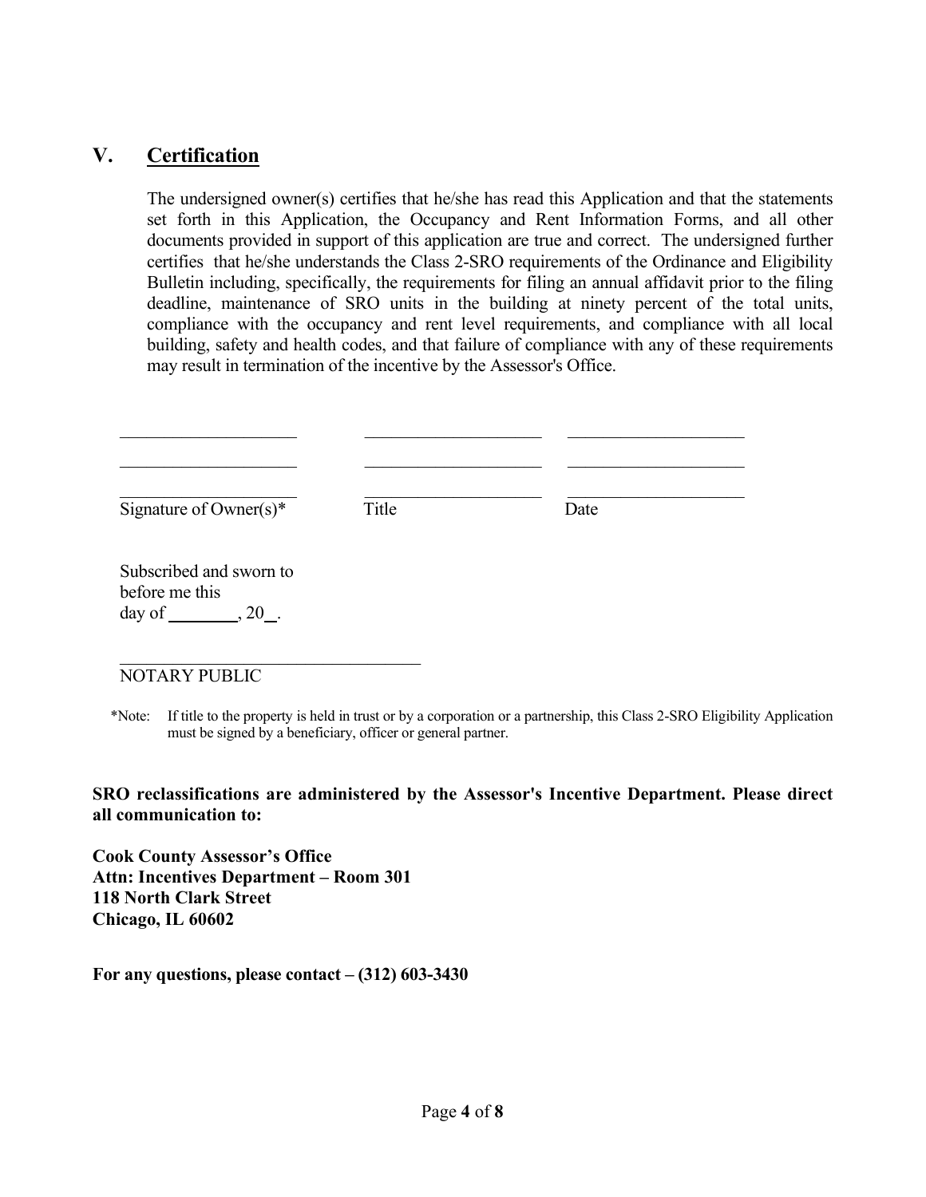## V. Certification

The undersigned owner(s) certifies that he/she has read this Application and that the statements set forth in this Application, the Occupancy and Rent Information Forms, and all other documents provided in support of this application are true and correct. The undersigned further certifies that he/she understands the Class 2-SRO requirements of the Ordinance and Eligibility Bulletin including, specifically, the requirements for filing an annual affidavit prior to the filing deadline, maintenance of SRO units in the building at ninety percent of the total units, compliance with the occupancy and rent level requirements, and compliance with all local building, safety and health codes, and that failure of compliance with any of these requirements may result in termination of the incentive by the Assessor's Office.

____________________ ____________________ ____________________

____________________ ____________________ ____________________

____________________ ____________________ ____________________

Signature of Owner(s)* Title Date

Subscribed and sworn to
before me this
day of ________, 20__.

__________________________________
NOTARY PUBLIC

*Note: If title to the property is held in trust or by a corporation or a partnership, this Class 2-SRO Eligibility Application must be signed by a beneficiary, officer or general partner.

**SRO reclassifications are administered by the Assessor's Incentive Department. Please direct all communication to:**

**Cook County Assessor's Office**
**Attn: Incentives Department – Room 301**
**118 North Clark Street**
**Chicago, IL 60602**

**For any questions, please contact – (312) 603-3430**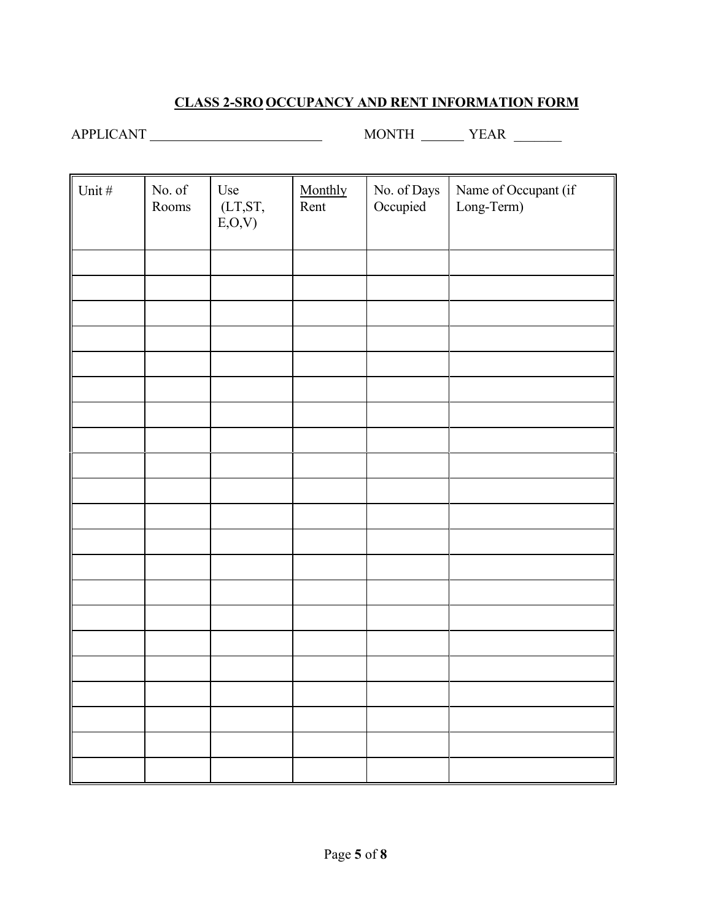## CLASS 2-SRO OCCUPANCY AND RENT INFORMATION FORM

APPLICANT ________________________ MONTH ______ YEAR _______

| Unit # | No. of Rooms | Use (LT,ST, E,O,V) | Monthly Rent | No. of Days Occupied | Name of Occupant (if Long-Term) |
|---|---|---|---|---|---|
| | | | | | |
| | | | | | |
| | | | | | |
| | | | | | |
| | | | | | |
| | | | | | |
| | | | | | |
| | | | | | |
| | | | | | |
| | | | | | |
| | | | | | |
| | | | | | |
| | | | | | |
| | | | | | |
| | | | | | |
| | | | | | |
| | | | | | |
| | | | | | |
| | | | | | |
| | | | | | |
| | | | | | |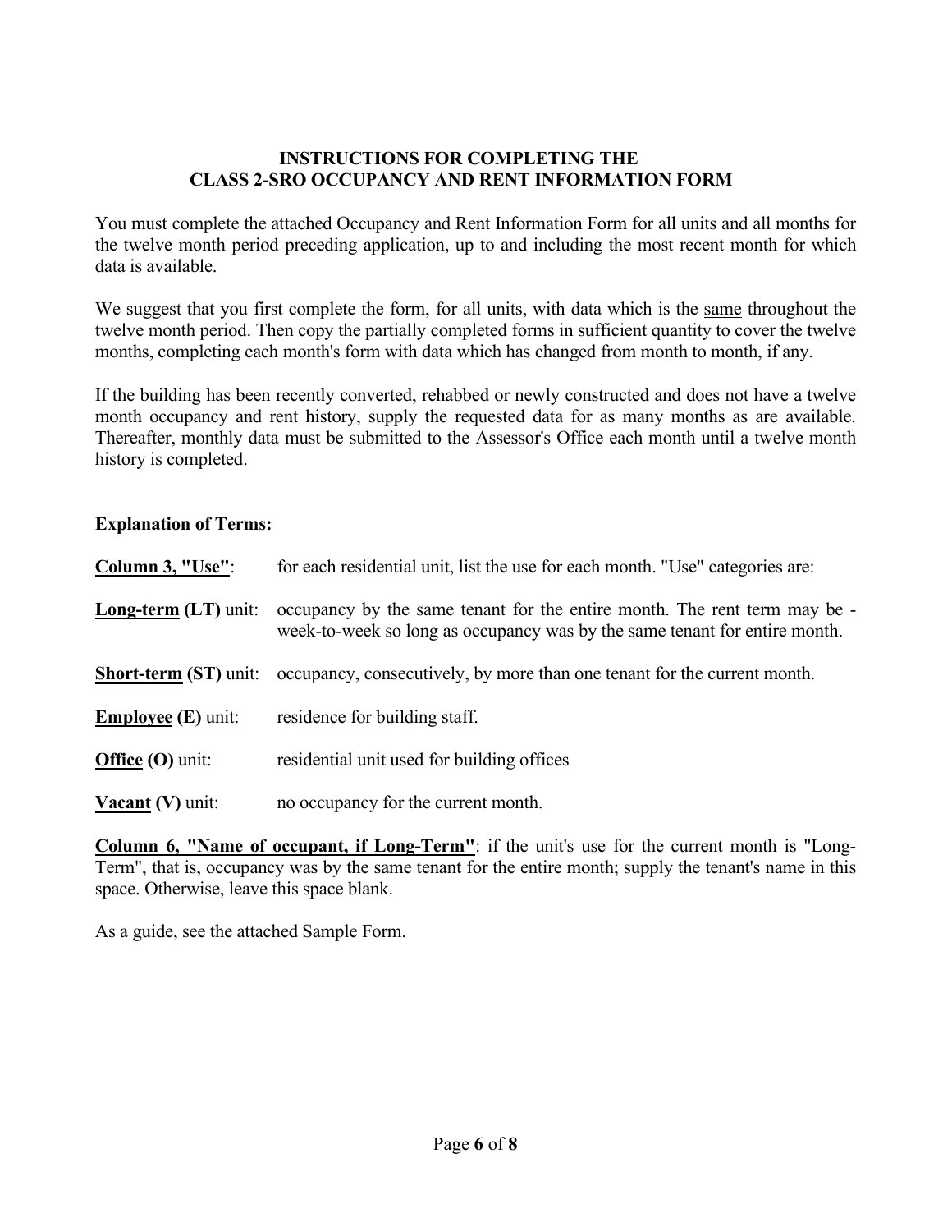## INSTRUCTIONS FOR COMPLETING THE CLASS 2-SRO OCCUPANCY AND RENT INFORMATION FORM

You must complete the attached Occupancy and Rent Information Form for all units and all months for the twelve month period preceding application, up to and including the most recent month for which data is available.

We suggest that you first complete the form, for all units, with data which is the <u>same</u> throughout the twelve month period. Then copy the partially completed forms in sufficient quantity to cover the twelve months, completing each month's form with data which has changed from month to month, if any.

If the building has been recently converted, rehabbed or newly constructed and does not have a twelve month occupancy and rent history, supply the requested data for as many months as are available. Thereafter, monthly data must be submitted to the Assessor's Office each month until a twelve month history is completed.

**Explanation of Terms:**

**<u>Column 3, "Use"</u>**: for each residential unit, list the use for each month. "Use" categories are:

**<u>Long-term</u> (LT)** unit: occupancy by the same tenant for the entire month. The rent term may be - week-to-week so long as occupancy was by the same tenant for entire month.

**<u>Short-term</u> (ST)** unit: occupancy, consecutively, by more than one tenant for the current month.

**<u>Employee</u> (E)** unit: residence for building staff.

**<u>Office</u> (O)** unit: residential unit used for building offices

**<u>Vacant</u> (V)** unit: no occupancy for the current month.

**<u>Column 6, "Name of occupant, if Long-Term"</u>**: if the unit's use for the current month is "Long-Term", that is, occupancy was by the <u>same tenant for the entire month</u>; supply the tenant's name in this space. Otherwise, leave this space blank.

As a guide, see the attached Sample Form.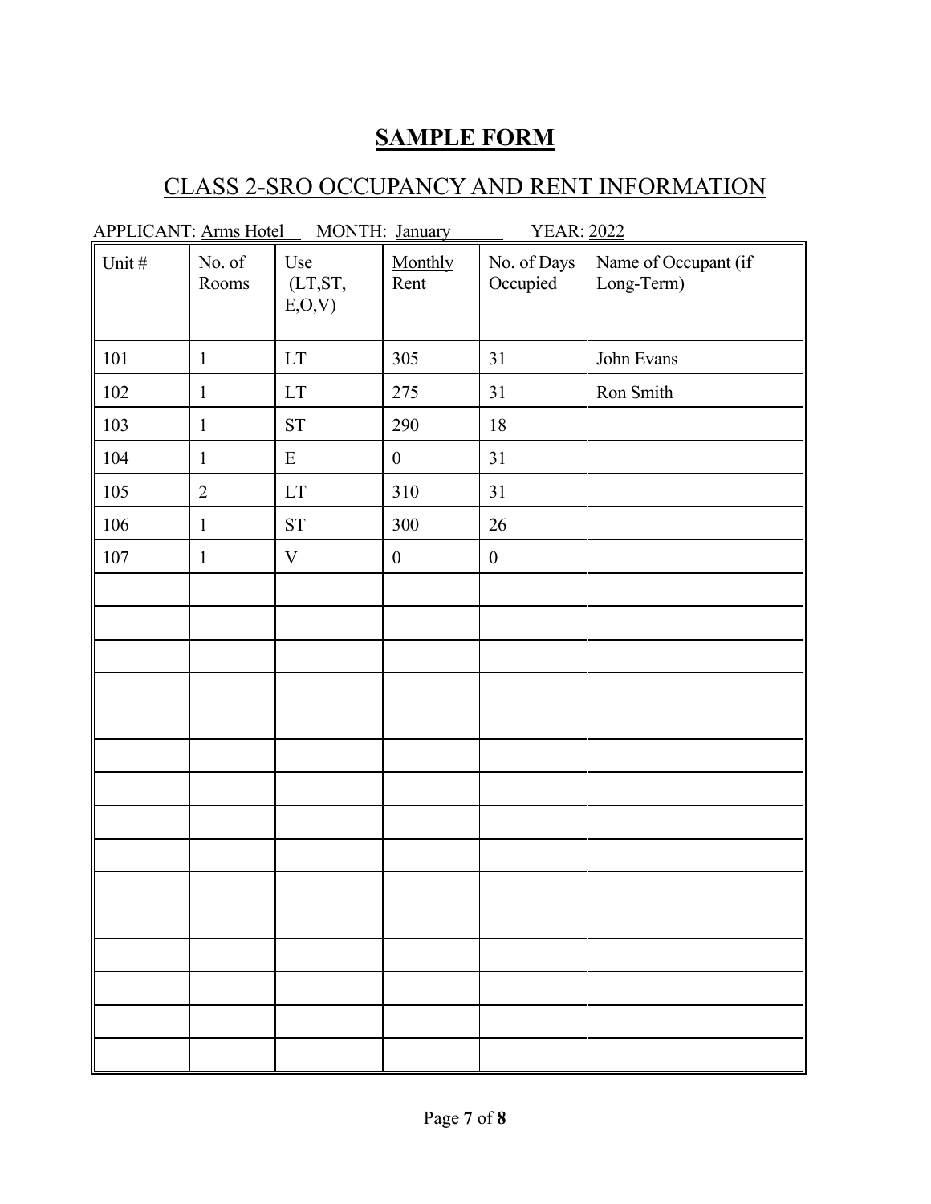# SAMPLE FORM

## CLASS 2-SRO OCCUPANCY AND RENT INFORMATION

APPLICANT: Arms Hotel MONTH: January YEAR: 2022

| Unit # | No. of Rooms | Use (LT,ST, E,O,V) | Monthly Rent | No. of Days Occupied | Name of Occupant (if Long-Term) |
|---|---|---|---|---|---|
| 101 | 1 | LT | 305 | 31 | John Evans |
| 102 | 1 | LT | 275 | 31 | Ron Smith |
| 103 | 1 | ST | 290 | 18 | |
| 104 | 1 | E | 0 | 31 | |
| 105 | 2 | LT | 310 | 31 | |
| 106 | 1 | ST | 300 | 26 | |
| 107 | 1 | V | 0 | 0 | |
| | | | | | |
| | | | | | |
| | | | | | |
| | | | | | |
| | | | | | |
| | | | | | |
| | | | | | |
| | | | | | |
| | | | | | |
| | | | | | |
| | | | | | |
| | | | | | |
| | | | | | |
| | | | | | |
| | | | | | |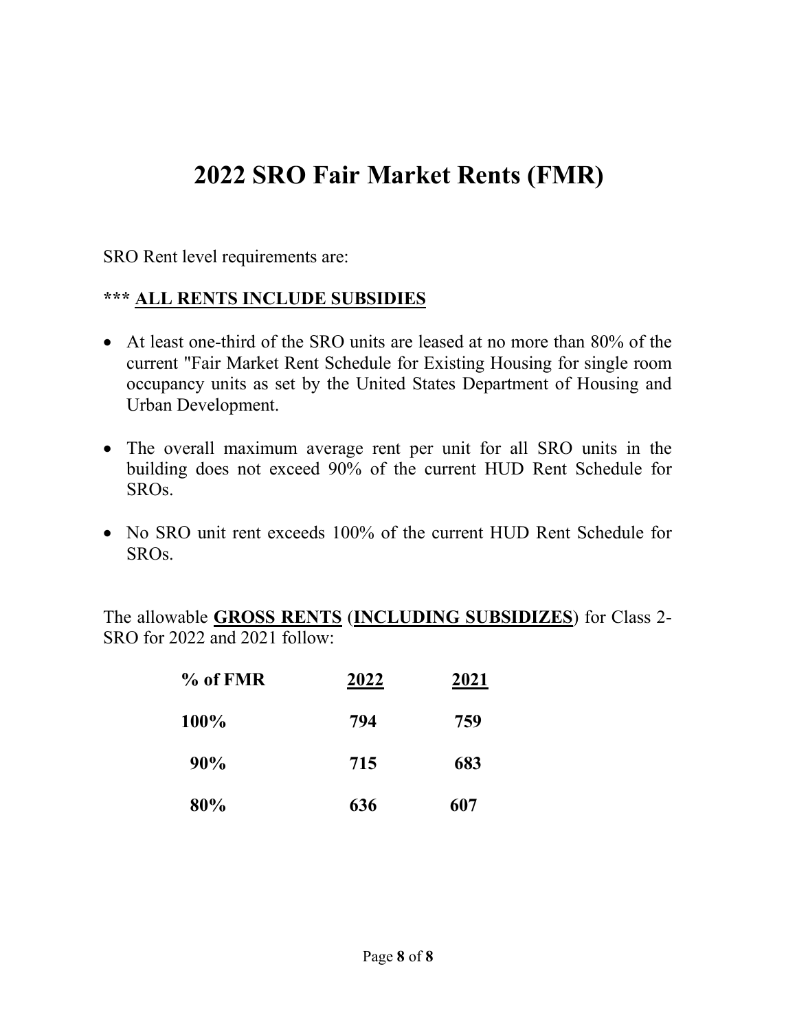# 2022 SRO Fair Market Rents (FMR)

SRO Rent level requirements are:

**\*\*\* ALL RENTS INCLUDE SUBSIDIES**

- At least one-third of the SRO units are leased at no more than 80% of the current "Fair Market Rent Schedule for Existing Housing for single room occupancy units as set by the United States Department of Housing and Urban Development.
- The overall maximum average rent per unit for all SRO units in the building does not exceed 90% of the current HUD Rent Schedule for SROs.
- No SRO unit rent exceeds 100% of the current HUD Rent Schedule for SROs.

The allowable **GROSS RENTS** (**INCLUDING SUBSIDIZES**) for Class 2-SRO for 2022 and 2021 follow:

| % of FMR | 2022 | 2021 |
|---|---|---|
| 100% | 794 | 759 |
| 90% | 715 | 683 |
| 80% | 636 | 607 |